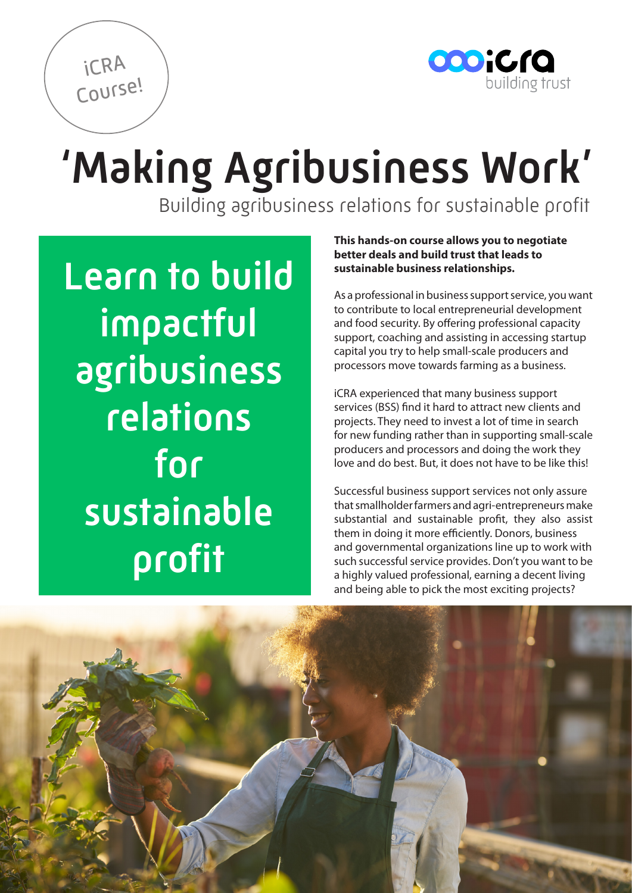iCRA Course!

iCRA building trust

# 'Making Agribusiness Work'

## Building agribusiness relations for sustainable profit

**Learn to build impactful agribusiness relations for sustainable profit**

**This hands-on course allows you to negotiate better deals and build trust that leads to sustainable business relationships.**

As a professional in business support service, you want to contribute to local entrepreneurial development and food security. By offering professional capacity support, coaching and assisting in accessing startup capital you try to help small-scale producers and processors move towards farming as a business.

iCRA experienced that many business support services (BSS) find it hard to attract new clients and projects. They need to invest a lot of time in search for new funding rather than in supporting small-scale producers and processors and doing the work they love and do best. But, it does not have to be like this!

Successful business support services not only assure that smallholder farmers and agri-entrepreneurs make substantial and sustainable profit, they also assist them in doing it more efficiently. Donors, business and governmental organizations line up to work with such successful service provides. Don't you want to be a highly valued professional, earning a decent living and being able to pick the most exciting projects?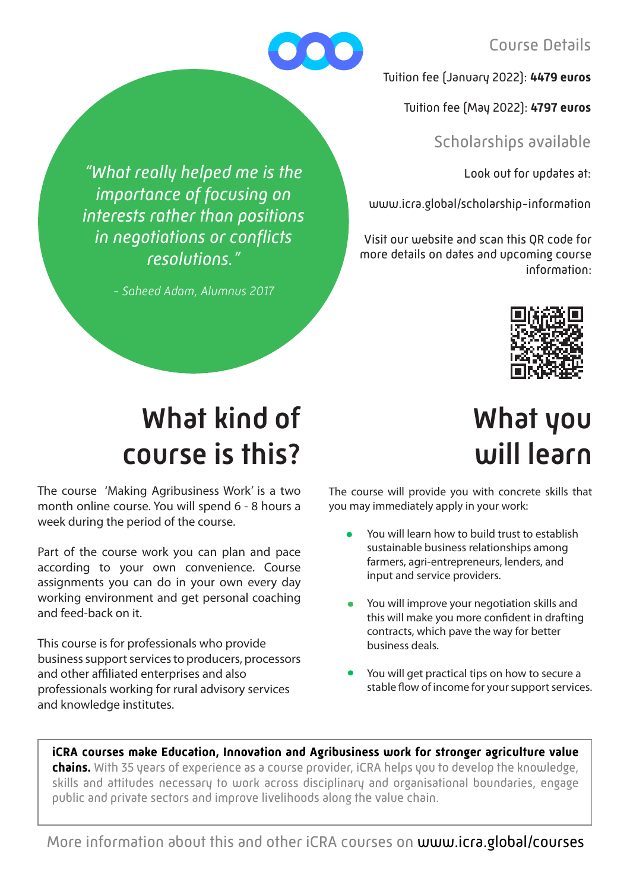> *"What really helped me is the importance of focusing on interests rather than positions in negotiations or conflicts resolutions."*
>
> *- Saheed Adam, Alumnus 2017*

## Course Details

Tuition fee (January 2022): **4479 euros**

Tuition fee (May 2022): **4797 euros**

### Scholarships available

Look out for updates at:

www.icra.global/scholarship-information

Visit our website and scan this QR code for more details on dates and upcoming course information:

# What kind of course is this?

The course 'Making Agribusiness Work' is a two month online course. You will spend 6 - 8 hours a week during the period of the course.

Part of the course work you can plan and pace according to your own convenience. Course assignments you can do in your own every day working environment and get personal coaching and feed-back on it.

This course is for professionals who provide business support services to producers, processors and other affiliated enterprises and also professionals working for rural advisory services and knowledge institutes.

# What you will learn

The course will provide you with concrete skills that you may immediately apply in your work:

- You will learn how to build trust to establish sustainable business relationships among farmers, agri-entrepreneurs, lenders, and input and service providers.
- You will improve your negotiation skills and this will make you more confident in drafting contracts, which pave the way for better business deals.
- You will get practical tips on how to secure a stable flow of income for your support services.

**iCRA courses make Education, Innovation and Agribusiness work for stronger agriculture value chains.** With 35 years of experience as a course provider, iCRA helps you to develop the knowledge, skills and attitudes necessary to work across disciplinary and organisational boundaries, engage public and private sectors and improve livelihoods along the value chain.

More information about this and other iCRA courses on **www.icra.global/courses**